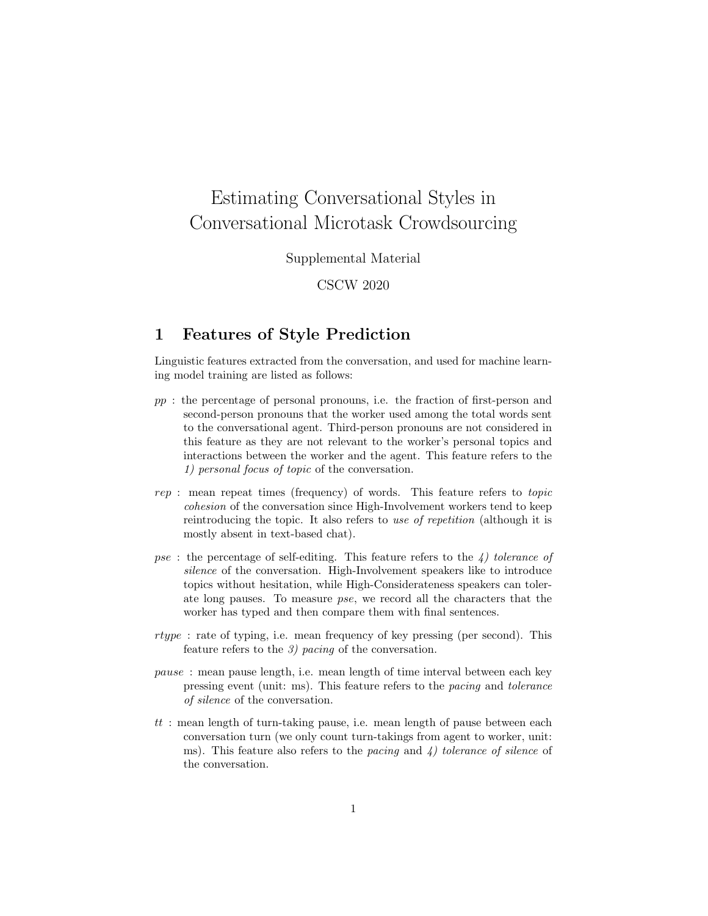# Estimating Conversational Styles in Conversational Microtask Crowdsourcing

Supplemental Material

CSCW 2020

## 1 Features of Style Prediction

Linguistic features extracted from the conversation, and used for machine learning model training are listed as follows:

*pp* : the percentage of personal pronouns, i.e. the fraction of first-person and second-person pronouns that the worker used among the total words sent to the conversational agent. Third-person pronouns are not considered in this feature as they are not relevant to the worker's personal topics and interactions between the worker and the agent. This feature refers to the *1) personal focus of topic* of the conversation.

*rep* : mean repeat times (frequency) of words. This feature refers to *topic cohesion* of the conversation since High-Involvement workers tend to keep reintroducing the topic. It also refers to *use of repetition* (although it is mostly absent in text-based chat).

*pse* : the percentage of self-editing. This feature refers to the *4) tolerance of silence* of the conversation. High-Involvement speakers like to introduce topics without hesitation, while High-Considerateness speakers can tolerate long pauses. To measure *pse*, we record all the characters that the worker has typed and then compare them with final sentences.

*rtype* : rate of typing, i.e. mean frequency of key pressing (per second). This feature refers to the *3) pacing* of the conversation.

*pause* : mean pause length, i.e. mean length of time interval between each key pressing event (unit: ms). This feature refers to the *pacing* and *tolerance of silence* of the conversation.

*tt* : mean length of turn-taking pause, i.e. mean length of pause between each conversation turn (we only count turn-takings from agent to worker, unit: ms). This feature also refers to the *pacing* and *4) tolerance of silence* of the conversation.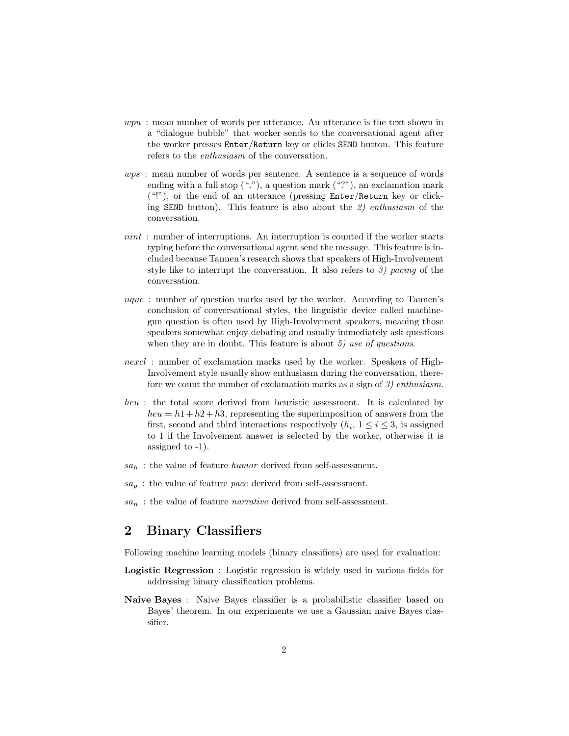*wpu* : mean number of words per utterance. An utterance is the text shown in a "dialogue bubble" that worker sends to the conversational agent after the worker presses `Enter/Return` key or clicks `SEND` button. This feature refers to the *enthusiasm* of the conversation.

*wps* : mean number of words per sentence. A sentence is a sequence of words ending with a full stop ("."), a question mark ("?"), an exclamation mark ("!"), or the end of an utterance (pressing `Enter/Return` key or clicking `SEND` button). This feature is also about the *2) enthusiasm* of the conversation.

*nint* : number of interruptions. An interruption is counted if the worker starts typing before the conversational agent send the message. This feature is included because Tannen's research shows that speakers of High-Involvement style like to interrupt the conversation. It also refers to *3) pacing* of the conversation.

*nque* : number of question marks used by the worker. According to Tannen's conclusion of conversational styles, the linguistic device called machine-gun question is often used by High-Involvement speakers, meaning those speakers somewhat enjoy debating and usually immediately ask questions when they are in doubt. This feature is about *5) use of questions*.

*nexcl* : number of exclamation marks used by the worker. Speakers of High-Involvement style usually show enthusiasm during the conversation, therefore we count the number of exclamation marks as a sign of *3) enthusiasm*.

*heu* : the total score derived from heuristic assessment. It is calculated by $heu = h1 + h2 + h3$, representing the superimposition of answers from the first, second and third interactions respectively ($h_i$, $1 \leq i \leq 3$, is assigned to 1 if the Involvement answer is selected by the worker, otherwise it is assigned to -1).

$sa_h$ : the value of feature *humor* derived from self-assessment.

$sa_p$ : the value of feature *pace* derived from self-assessment.

$sa_n$ : the value of feature *narrative* derived from self-assessment.

## 2 Binary Classifiers

Following machine learning models (binary classifiers) are used for evaluation:

**Logistic Regression** : Logistic regression is widely used in various fields for addressing binary classification problems.

**Naive Bayes** : Naive Bayes classifier is a probabilistic classifier based on Bayes' theorem. In our experiments we use a Gaussian naive Bayes classifier.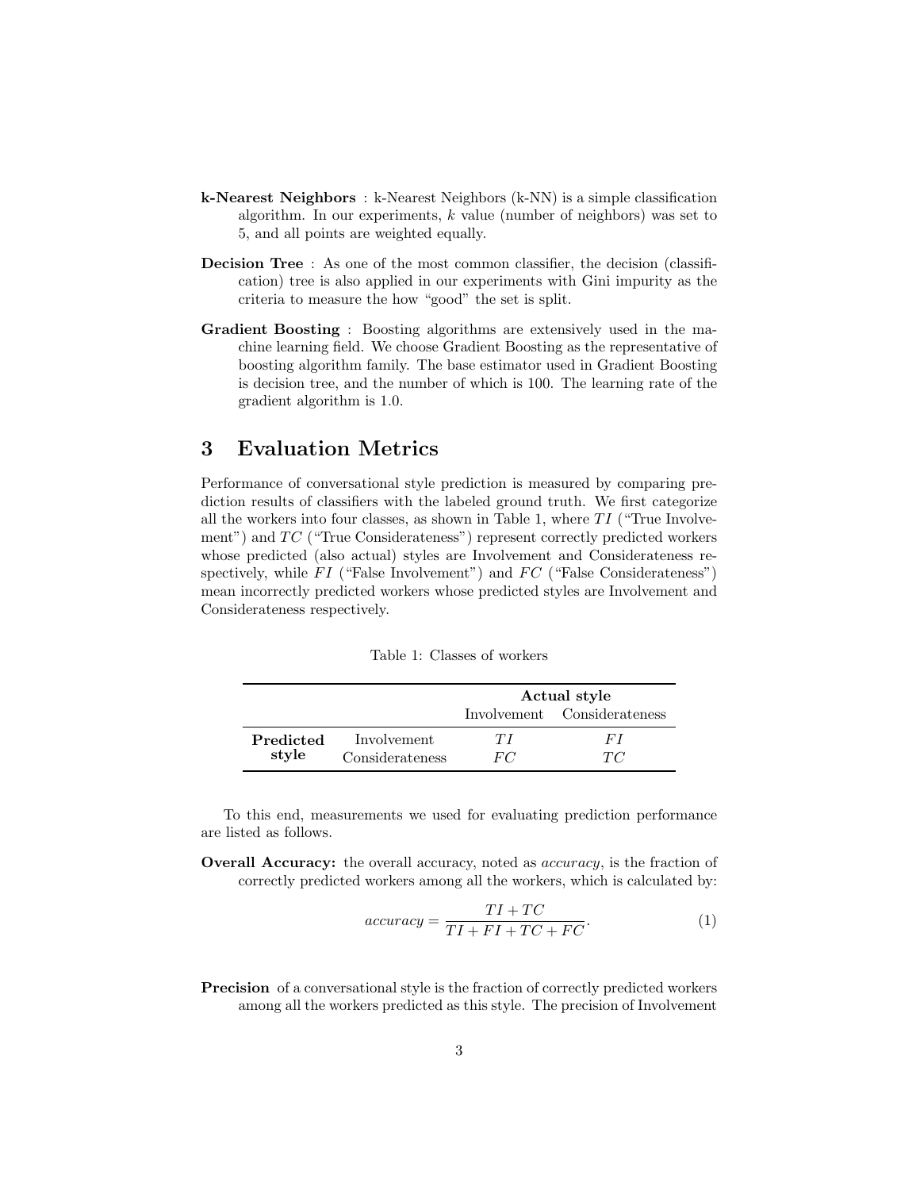**k-Nearest Neighbors** : k-Nearest Neighbors (k-NN) is a simple classification algorithm. In our experiments, $k$ value (number of neighbors) was set to 5, and all points are weighted equally.

**Decision Tree** : As one of the most common classifier, the decision (classification) tree is also applied in our experiments with Gini impurity as the criteria to measure the how "good" the set is split.

**Gradient Boosting** : Boosting algorithms are extensively used in the machine learning field. We choose Gradient Boosting as the representative of boosting algorithm family. The base estimator used in Gradient Boosting is decision tree, and the number of which is 100. The learning rate of the gradient algorithm is 1.0.

## 3 Evaluation Metrics

Performance of conversational style prediction is measured by comparing prediction results of classifiers with the labeled ground truth. We first categorize all the workers into four classes, as shown in Table 1, where $TI$ ("True Involvement") and $TC$ ("True Considerateness") represent correctly predicted workers whose predicted (also actual) styles are Involvement and Considerateness respectively, while $FI$ ("False Involvement") and $FC$ ("False Considerateness") mean incorrectly predicted workers whose predicted styles are Involvement and Considerateness respectively.

Table 1: Classes of workers

| | | **Actual style** | |
|---|---|---|---|
| | | Involvement | Considerateness |
| **Predicted style** | Involvement | $TI$ | $FI$ |
| | Considerateness | $FC$ | $TC$ |

To this end, measurements we used for evaluating prediction performance are listed as follows.

**Overall Accuracy:** the overall accuracy, noted as *accuracy*, is the fraction of correctly predicted workers among all the workers, which is calculated by:

$$accuracy = \frac{TI + TC}{TI + FI + TC + FC}. \tag{1}$$

**Precision** of a conversational style is the fraction of correctly predicted workers among all the workers predicted as this style. The precision of Involvement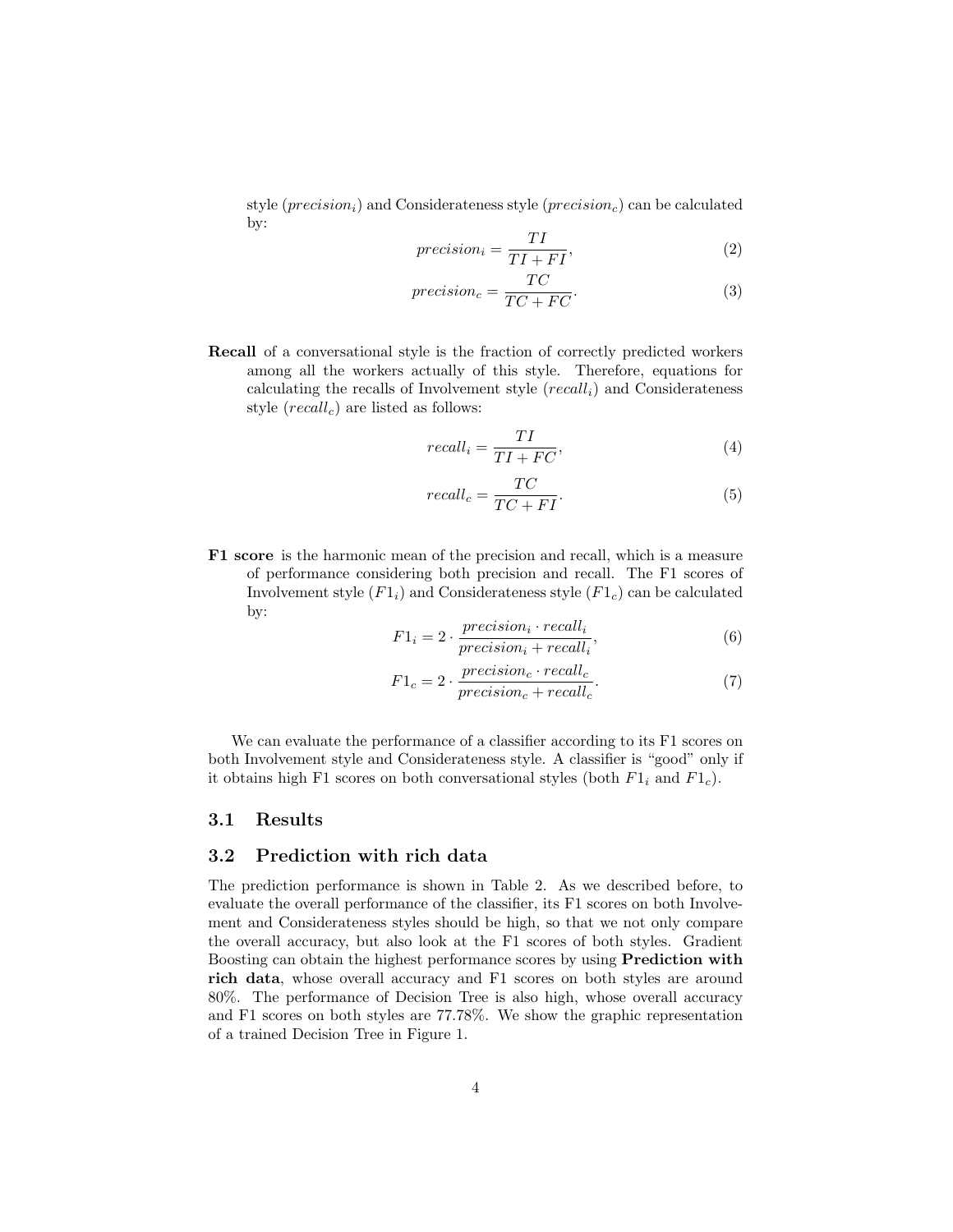style ($precision_i$) and Considerateness style ($precision_c$) can be calculated by:

$$precision_i = \frac{TI}{TI + FI}, \tag{2}$$

$$precision_c = \frac{TC}{TC + FC}. \tag{3}$$

**Recall** of a conversational style is the fraction of correctly predicted workers among all the workers actually of this style. Therefore, equations for calculating the recalls of Involvement style ($recall_i$) and Considerateness style ($recall_c$) are listed as follows:

$$recall_i = \frac{TI}{TI + FC}, \tag{4}$$

$$recall_c = \frac{TC}{TC + FI}. \tag{5}$$

**F1 score** is the harmonic mean of the precision and recall, which is a measure of performance considering both precision and recall. The F1 scores of Involvement style ($F1_i$) and Considerateness style ($F1_c$) can be calculated by:

$$F1_i = 2 \cdot \frac{precision_i \cdot recall_i}{precision_i + recall_i}, \tag{6}$$

$$F1_c = 2 \cdot \frac{precision_c \cdot recall_c}{precision_c + recall_c}. \tag{7}$$

We can evaluate the performance of a classifier according to its F1 scores on both Involvement style and Considerateness style. A classifier is "good" only if it obtains high F1 scores on both conversational styles (both $F1_i$ and $F1_c$).

### 3.1 Results

### 3.2 Prediction with rich data

The prediction performance is shown in Table 2. As we described before, to evaluate the overall performance of the classifier, its F1 scores on both Involvement and Considerateness styles should be high, so that we not only compare the overall accuracy, but also look at the F1 scores of both styles. Gradient Boosting can obtain the highest performance scores by using **Prediction with rich data**, whose overall accuracy and F1 scores on both styles are around 80%. The performance of Decision Tree is also high, whose overall accuracy and F1 scores on both styles are 77.78%. We show the graphic representation of a trained Decision Tree in Figure 1.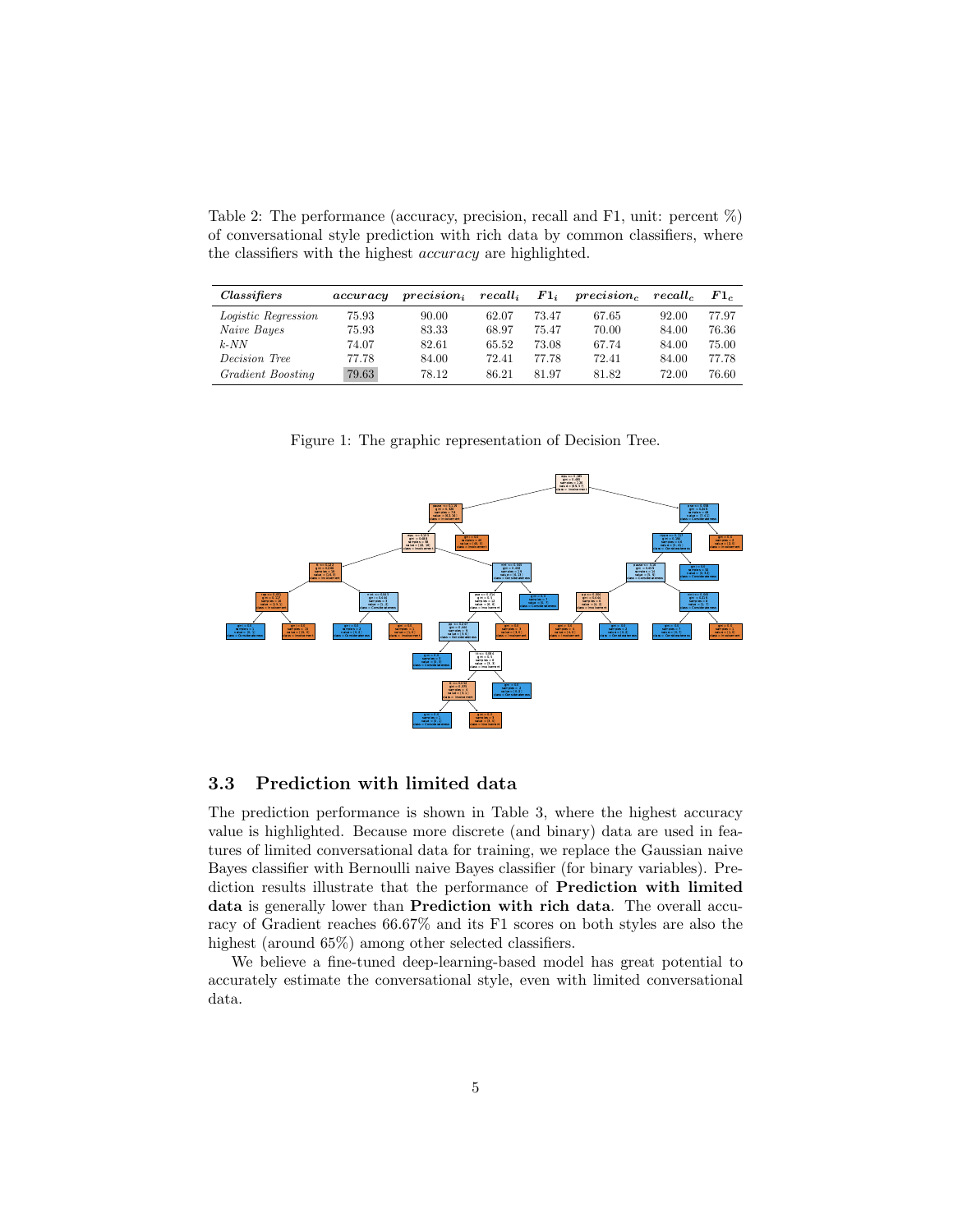Table 2: The performance (accuracy, precision, recall and F1, unit: percent %) of conversational style prediction with rich data by common classifiers, where the classifiers with the highest *accuracy* are highlighted.

| *Classifiers* | *accuracy* | $precision_i$ | $recall_i$ | $F1_i$ | $precision_c$ | $recall_c$ | $F1_c$ |
|---|---|---|---|---|---|---|---|
| *Logistic Regression* | 75.93 | 90.00 | 62.07 | 73.47 | 67.65 | 92.00 | 77.97 |
| *Naive Bayes* | 75.93 | 83.33 | 68.97 | 75.47 | 70.00 | 84.00 | 76.36 |
| *k-NN* | 74.07 | 82.61 | 65.52 | 73.08 | 67.74 | 84.00 | 75.00 |
| *Decision Tree* | 77.78 | 84.00 | 72.41 | 77.78 | 72.41 | 84.00 | 77.78 |
| *Gradient Boosting* | **79.63** | 78.12 | 86.21 | 81.97 | 81.82 | 72.00 | 76.60 |

Figure 1: The graphic representation of Decision Tree.

## 3.3 Prediction with limited data

The prediction performance is shown in Table 3, where the highest accuracy value is highlighted. Because more discrete (and binary) data are used in features of limited conversational data for training, we replace the Gaussian naive Bayes classifier with Bernoulli naive Bayes classifier (for binary variables). Prediction results illustrate that the performance of **Prediction with limited data** is generally lower than **Prediction with rich data**. The overall accuracy of Gradient reaches 66.67% and its F1 scores on both styles are also the highest (around 65%) among other selected classifiers.

We believe a fine-tuned deep-learning-based model has great potential to accurately estimate the conversational style, even with limited conversational data.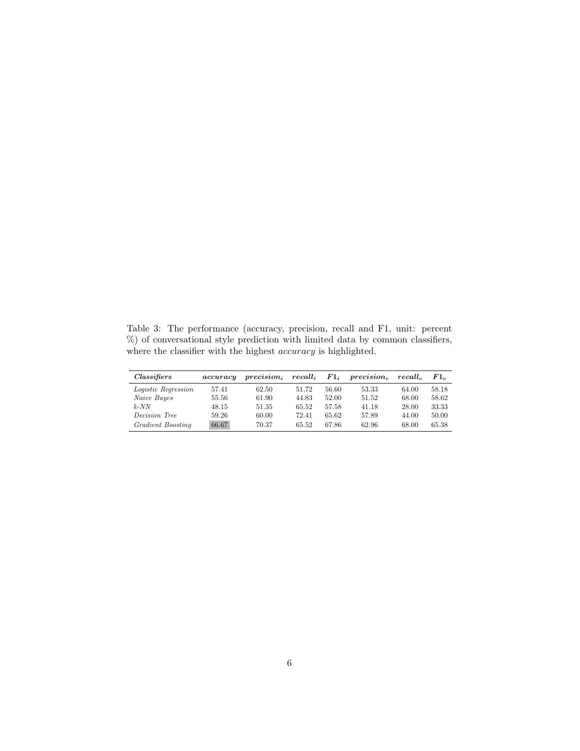Table 3: The performance (accuracy, precision, recall and F1, unit: percent %) of conversational style prediction with limited data by common classifiers, where the classifier with the highest *accuracy* is highlighted.

| ***Classifiers*** | $accuracy$ | $precision_i$ | $recall_i$ | $F1_i$ | $precision_c$ | $recall_c$ | $F1_c$ |
|---|---|---|---|---|---|---|---|
| *Logistic Regression* | 57.41 | 62.50 | 51.72 | 56.60 | 53.33 | 64.00 | 58.18 |
| *Naive Bayes* | 55.56 | 61.90 | 44.83 | 52.00 | 51.52 | 68.00 | 58.62 |
| *k-NN* | 48.15 | 51.35 | 65.52 | 57.58 | 41.18 | 28.00 | 33.33 |
| *Decision Tree* | 59.26 | 60.00 | 72.41 | 65.62 | 57.89 | 44.00 | 50.00 |
| *Gradient Boosting* | 66.67 | 70.37 | 65.52 | 67.86 | 62.96 | 68.00 | 65.38 |